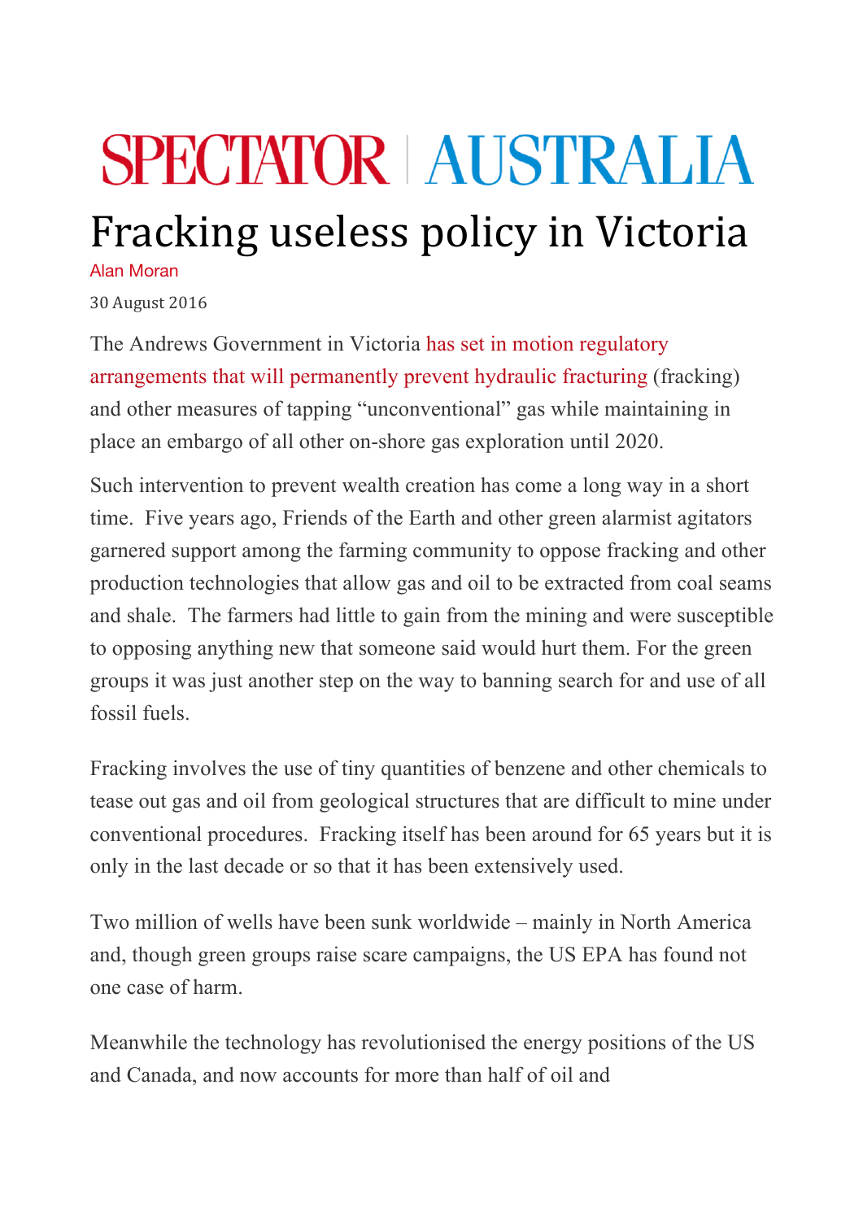SPECTATOR | AUSTRALIA

# Fracking useless policy in Victoria

Alan Moran

30 August 2016

The Andrews Government in Victoria has set in motion regulatory arrangements that will permanently prevent hydraulic fracturing (fracking) and other measures of tapping "unconventional" gas while maintaining in place an embargo of all other on-shore gas exploration until 2020.

Such intervention to prevent wealth creation has come a long way in a short time. Five years ago, Friends of the Earth and other green alarmist agitators garnered support among the farming community to oppose fracking and other production technologies that allow gas and oil to be extracted from coal seams and shale. The farmers had little to gain from the mining and were susceptible to opposing anything new that someone said would hurt them. For the green groups it was just another step on the way to banning search for and use of all fossil fuels.

Fracking involves the use of tiny quantities of benzene and other chemicals to tease out gas and oil from geological structures that are difficult to mine under conventional procedures. Fracking itself has been around for 65 years but it is only in the last decade or so that it has been extensively used.

Two million of wells have been sunk worldwide – mainly in North America and, though green groups raise scare campaigns, the US EPA has found not one case of harm.

Meanwhile the technology has revolutionised the energy positions of the US and Canada, and now accounts for more than half of oil and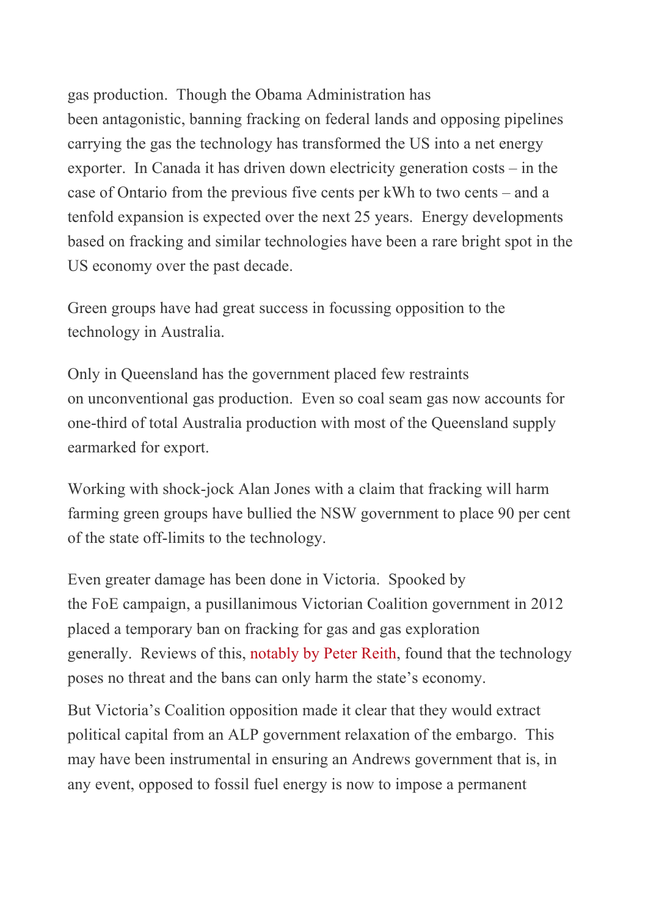gas production. Though the Obama Administration has been antagonistic, banning fracking on federal lands and opposing pipelines carrying the gas the technology has transformed the US into a net energy exporter. In Canada it has driven down electricity generation costs – in the case of Ontario from the previous five cents per kWh to two cents – and a tenfold expansion is expected over the next 25 years. Energy developments based on fracking and similar technologies have been a rare bright spot in the US economy over the past decade.

Green groups have had great success in focussing opposition to the technology in Australia.

Only in Queensland has the government placed few restraints on unconventional gas production. Even so coal seam gas now accounts for one-third of total Australia production with most of the Queensland supply earmarked for export.

Working with shock-jock Alan Jones with a claim that fracking will harm farming green groups have bullied the NSW government to place 90 per cent of the state off-limits to the technology.

Even greater damage has been done in Victoria. Spooked by the FoE campaign, a pusillanimous Victorian Coalition government in 2012 placed a temporary ban on fracking for gas and gas exploration generally. Reviews of this, notably by Peter Reith, found that the technology poses no threat and the bans can only harm the state's economy.

But Victoria's Coalition opposition made it clear that they would extract political capital from an ALP government relaxation of the embargo. This may have been instrumental in ensuring an Andrews government that is, in any event, opposed to fossil fuel energy is now to impose a permanent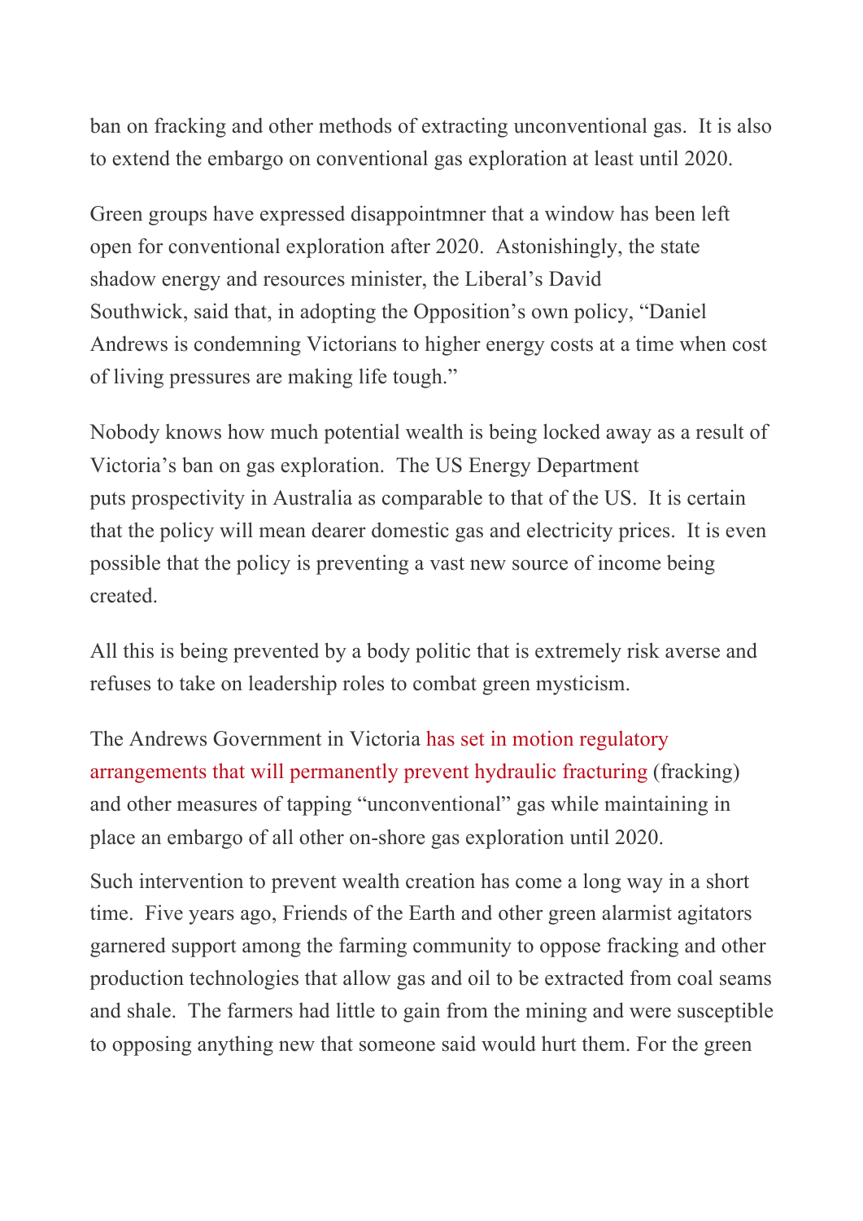ban on fracking and other methods of extracting unconventional gas. It is also to extend the embargo on conventional gas exploration at least until 2020.

Green groups have expressed disappointmner that a window has been left open for conventional exploration after 2020. Astonishingly, the state shadow energy and resources minister, the Liberal's David Southwick, said that, in adopting the Opposition's own policy, "Daniel Andrews is condemning Victorians to higher energy costs at a time when cost of living pressures are making life tough."

Nobody knows how much potential wealth is being locked away as a result of Victoria's ban on gas exploration. The US Energy Department puts prospectivity in Australia as comparable to that of the US. It is certain that the policy will mean dearer domestic gas and electricity prices. It is even possible that the policy is preventing a vast new source of income being created.

All this is being prevented by a body politic that is extremely risk averse and refuses to take on leadership roles to combat green mysticism.

The Andrews Government in Victoria has set in motion regulatory arrangements that will permanently prevent hydraulic fracturing (fracking) and other measures of tapping "unconventional" gas while maintaining in place an embargo of all other on-shore gas exploration until 2020.

Such intervention to prevent wealth creation has come a long way in a short time. Five years ago, Friends of the Earth and other green alarmist agitators garnered support among the farming community to oppose fracking and other production technologies that allow gas and oil to be extracted from coal seams and shale. The farmers had little to gain from the mining and were susceptible to opposing anything new that someone said would hurt them. For the green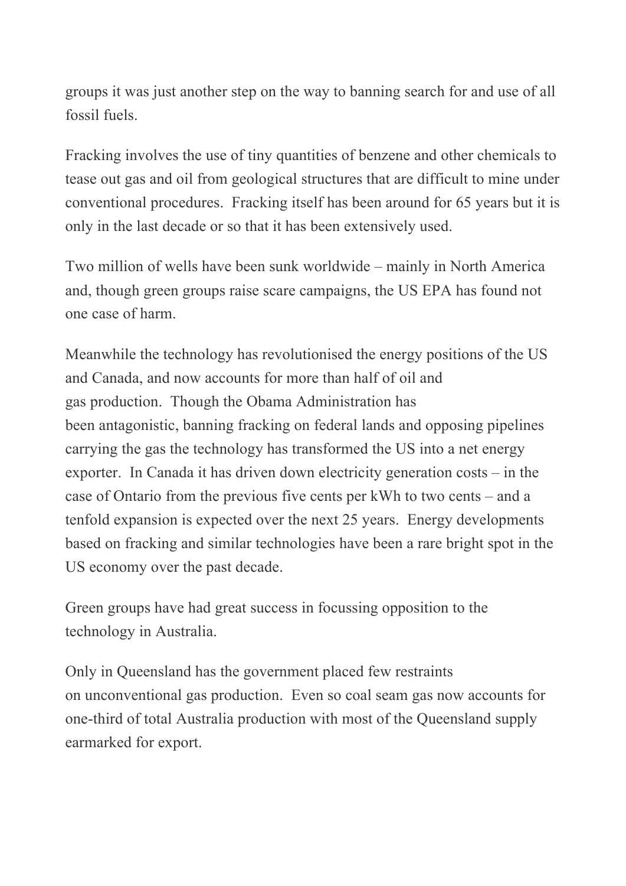groups it was just another step on the way to banning search for and use of all fossil fuels.

Fracking involves the use of tiny quantities of benzene and other chemicals to tease out gas and oil from geological structures that are difficult to mine under conventional procedures. Fracking itself has been around for 65 years but it is only in the last decade or so that it has been extensively used.

Two million of wells have been sunk worldwide – mainly in North America and, though green groups raise scare campaigns, the US EPA has found not one case of harm.

Meanwhile the technology has revolutionised the energy positions of the US and Canada, and now accounts for more than half of oil and gas production. Though the Obama Administration has been antagonistic, banning fracking on federal lands and opposing pipelines carrying the gas the technology has transformed the US into a net energy exporter. In Canada it has driven down electricity generation costs – in the case of Ontario from the previous five cents per kWh to two cents – and a tenfold expansion is expected over the next 25 years. Energy developments based on fracking and similar technologies have been a rare bright spot in the US economy over the past decade.

Green groups have had great success in focussing opposition to the technology in Australia.

Only in Queensland has the government placed few restraints on unconventional gas production. Even so coal seam gas now accounts for one-third of total Australia production with most of the Queensland supply earmarked for export.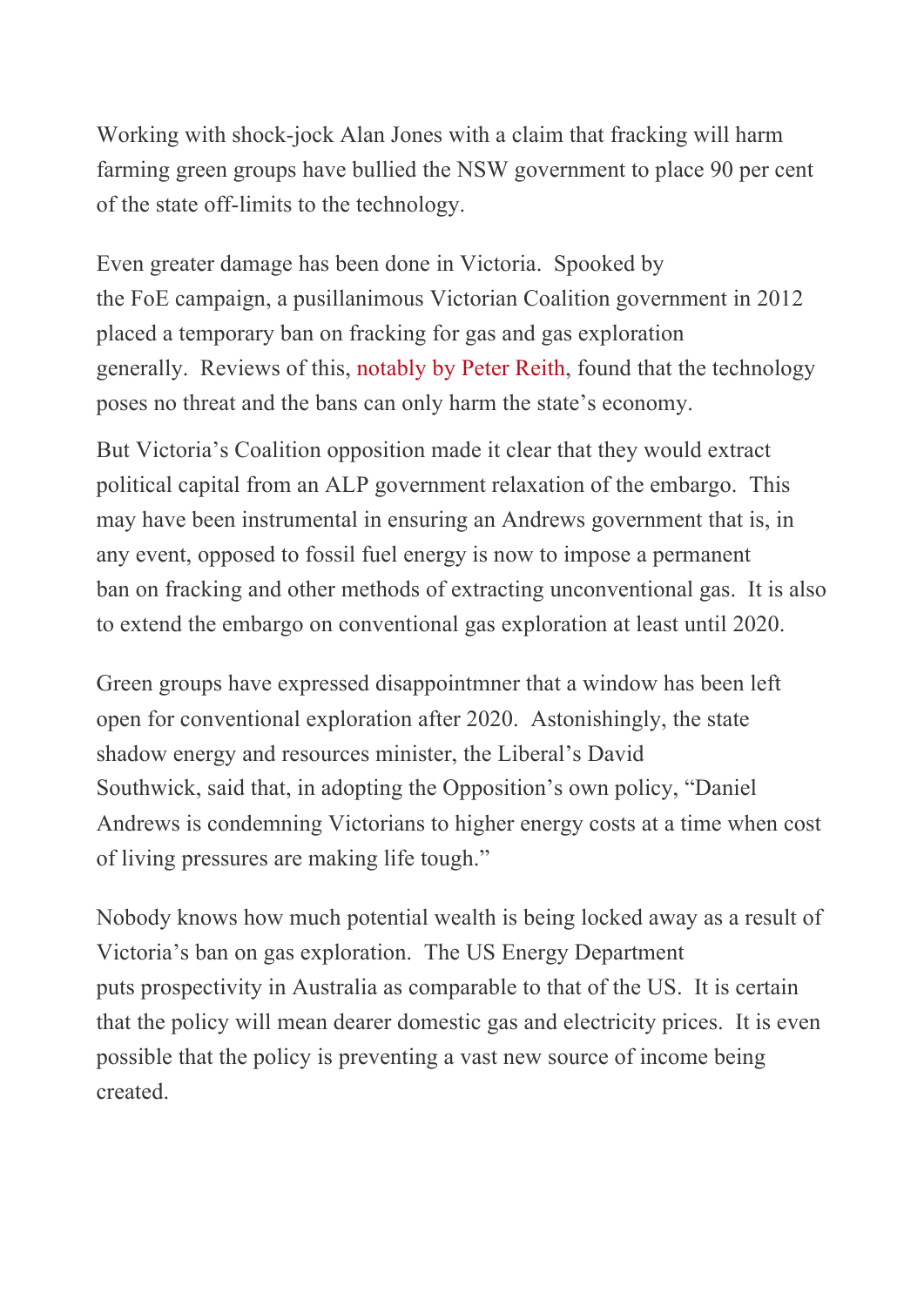Working with shock-jock Alan Jones with a claim that fracking will harm farming green groups have bullied the NSW government to place 90 per cent of the state off-limits to the technology.

Even greater damage has been done in Victoria. Spooked by the FoE campaign, a pusillanimous Victorian Coalition government in 2012 placed a temporary ban on fracking for gas and gas exploration generally. Reviews of this, notably by Peter Reith, found that the technology poses no threat and the bans can only harm the state's economy.

But Victoria's Coalition opposition made it clear that they would extract political capital from an ALP government relaxation of the embargo. This may have been instrumental in ensuring an Andrews government that is, in any event, opposed to fossil fuel energy is now to impose a permanent ban on fracking and other methods of extracting unconventional gas. It is also to extend the embargo on conventional gas exploration at least until 2020.

Green groups have expressed disappointmner that a window has been left open for conventional exploration after 2020. Astonishingly, the state shadow energy and resources minister, the Liberal's David Southwick, said that, in adopting the Opposition's own policy, "Daniel Andrews is condemning Victorians to higher energy costs at a time when cost of living pressures are making life tough."

Nobody knows how much potential wealth is being locked away as a result of Victoria's ban on gas exploration. The US Energy Department puts prospectivity in Australia as comparable to that of the US. It is certain that the policy will mean dearer domestic gas and electricity prices. It is even possible that the policy is preventing a vast new source of income being created.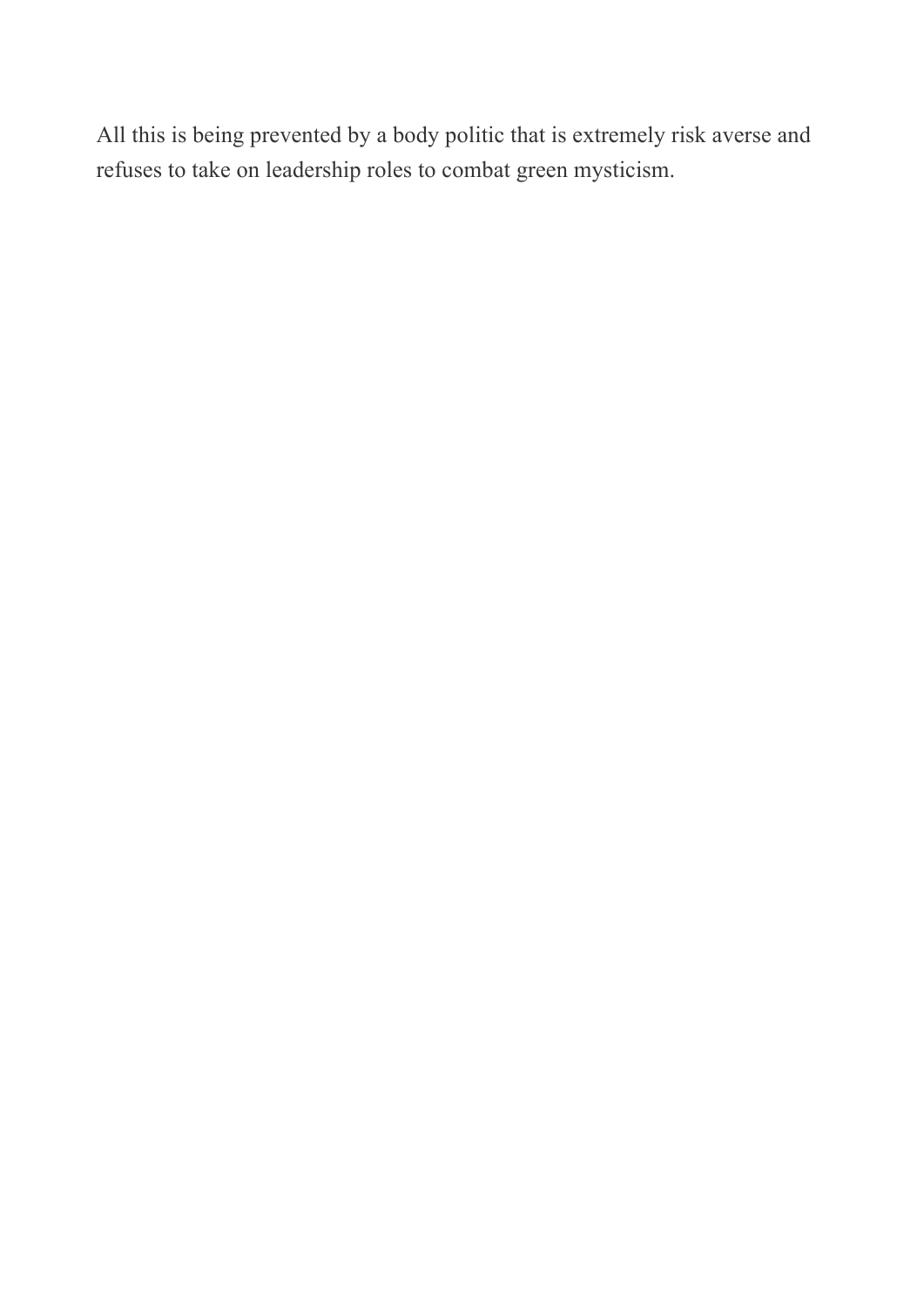All this is being prevented by a body politic that is extremely risk averse and refuses to take on leadership roles to combat green mysticism.